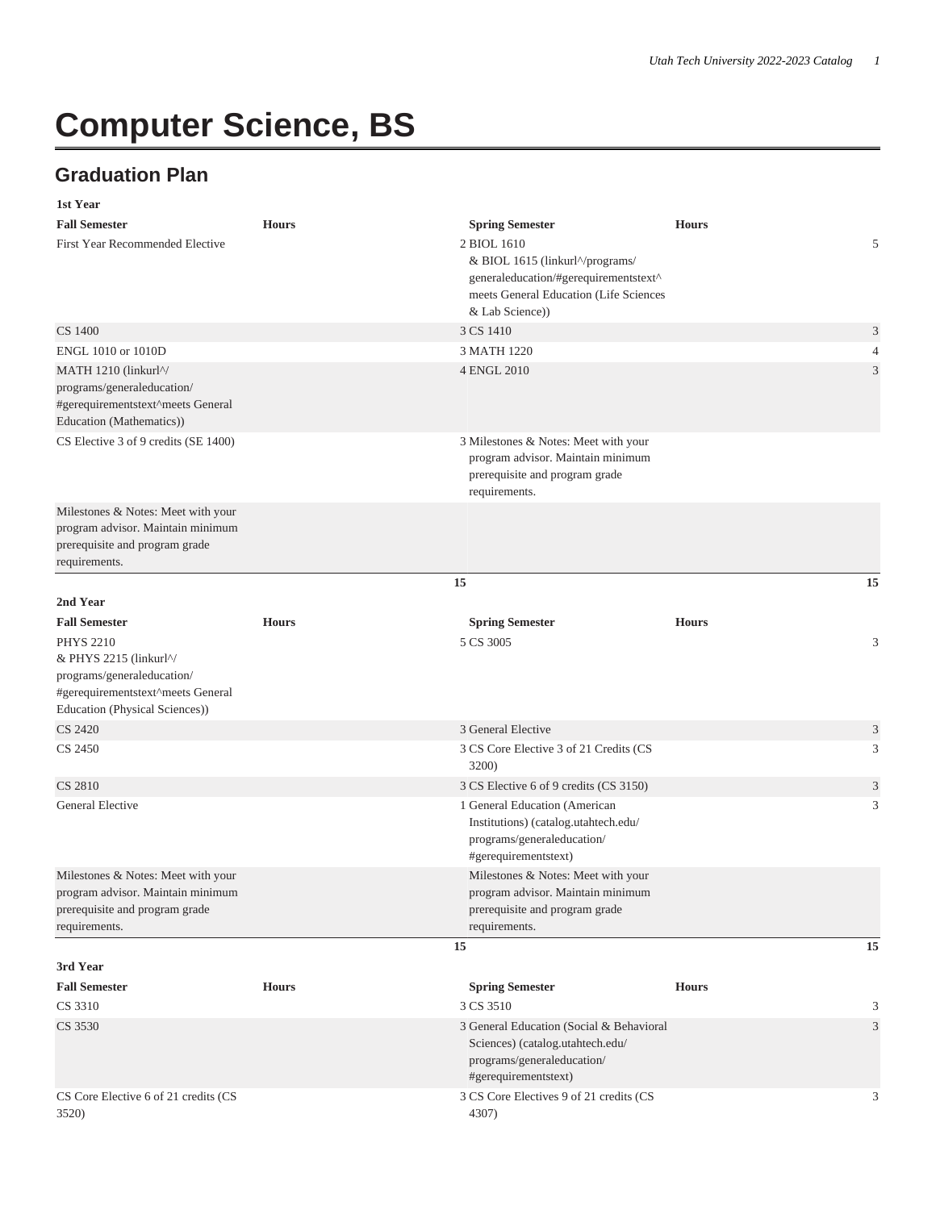# Computer Science, BS

## Graduation Plan

| 1st Year | | | |
|---|---|---|---|
| **Fall Semester** | **Hours** | **Spring Semester** | **Hours** |
| First Year Recommended Elective | 2 | BIOL 1610 & BIOL 1615 (linkurl^/programs/generaleducation/#gerequirementstext^meets General Education (Life Sciences & Lab Science)) | 5 |
| CS 1400 | 3 | CS 1410 | 3 |
| ENGL 1010 or 1010D | 3 | MATH 1220 | 4 |
| MATH 1210 (linkurl^/programs/generaleducation/#gerequirementstext^meets General Education (Mathematics)) | 4 | ENGL 2010 | 3 |
| CS Elective 3 of 9 credits (SE 1400) | 3 | Milestones & Notes: Meet with your program advisor. Maintain minimum prerequisite and program grade requirements. | |
| Milestones & Notes: Meet with your program advisor. Maintain minimum prerequisite and program grade requirements. | | | |
| | 15 | | 15 |
| **2nd Year** | | | |
| **Fall Semester** | **Hours** | **Spring Semester** | **Hours** |
| PHYS 2210 & PHYS 2215 (linkurl^/programs/generaleducation/#gerequirementstext^meets General Education (Physical Sciences)) | 5 | CS 3005 | 3 |
| CS 2420 | 3 | General Elective | 3 |
| CS 2450 | 3 | CS Core Elective 3 of 21 Credits (CS 3200) | 3 |
| CS 2810 | 3 | CS Elective 6 of 9 credits (CS 3150) | 3 |
| General Elective | 1 | General Education (American Institutions) (catalog.utahtech.edu/programs/generaleducation/#gerequirementstext) | 3 |
| Milestones & Notes: Meet with your program advisor. Maintain minimum prerequisite and program grade requirements. | | Milestones & Notes: Meet with your program advisor. Maintain minimum prerequisite and program grade requirements. | |
| | 15 | | 15 |
| **3rd Year** | | | |
| **Fall Semester** | **Hours** | **Spring Semester** | **Hours** |
| CS 3310 | 3 | CS 3510 | 3 |
| CS 3530 | 3 | General Education (Social & Behavioral Sciences) (catalog.utahtech.edu/programs/generaleducation/#gerequirementstext) | 3 |
| CS Core Elective 6 of 21 credits (CS 3520) | 3 | CS Core Electives 9 of 21 credits (CS 4307) | 3 |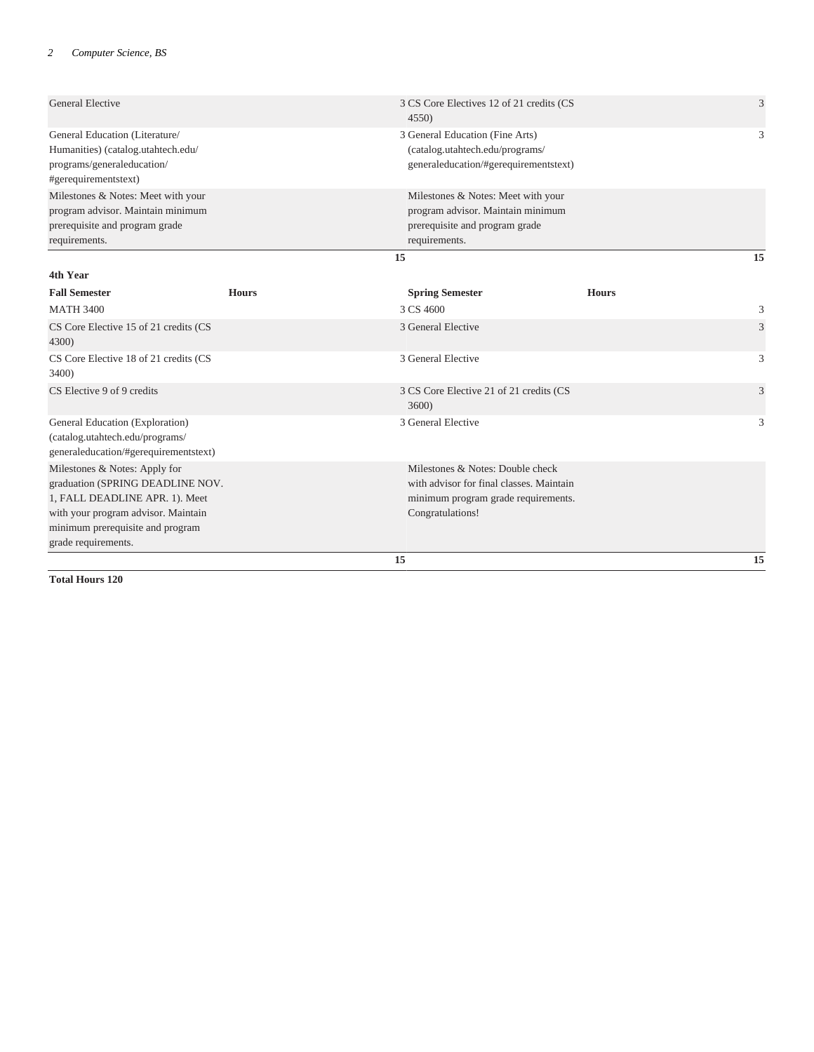| | | | |
|---|---|---|---|
| General Elective | 3 | CS Core Electives 12 of 21 credits (CS 4550) | 3 |
| General Education (Literature/ Humanities) (catalog.utahtech.edu/ programs/generaleducation/ #gerequirementstext) | 3 | General Education (Fine Arts) (catalog.utahtech.edu/programs/ generaleducation/#gerequirementstext) | 3 |
| Milestones & Notes: Meet with your program advisor. Maintain minimum prerequisite and program grade requirements. | | Milestones & Notes: Meet with your program advisor. Maintain minimum prerequisite and program grade requirements. | |
| | **15** | | **15** |

**4th Year**

| **Fall Semester** | **Hours** | **Spring Semester** | **Hours** |
|---|---|---|---|
| MATH 3400 | 3 | CS 4600 | 3 |
| CS Core Elective 15 of 21 credits (CS 4300) | 3 | General Elective | 3 |
| CS Core Elective 18 of 21 credits (CS 3400) | 3 | General Elective | 3 |
| CS Elective 9 of 9 credits | 3 | CS Core Elective 21 of 21 credits (CS 3600) | 3 |
| General Education (Exploration) (catalog.utahtech.edu/programs/ generaleducation/#gerequirementstext) | 3 | General Elective | 3 |
| Milestones & Notes: Apply for graduation (SPRING DEADLINE NOV. 1, FALL DEADLINE APR. 1). Meet with your program advisor. Maintain minimum prerequisite and program grade requirements. | | Milestones & Notes: Double check with advisor for final classes. Maintain minimum program grade requirements. Congratulations! | |
| | **15** | | **15** |

**Total Hours 120**